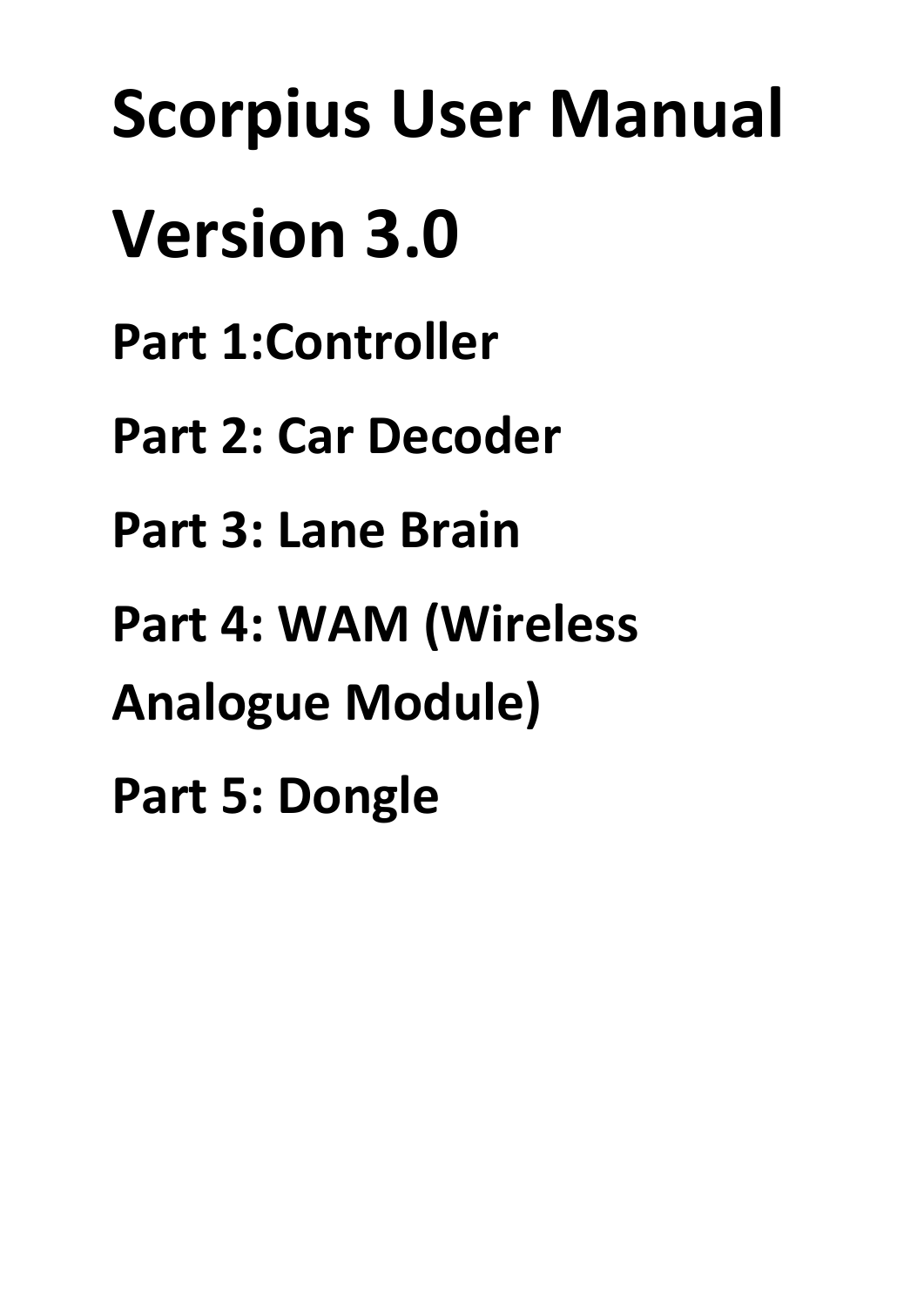# Scorpius User Manual

# Version 3.0

## Part 1:Controller

## Part 2: Car Decoder

## Part 3: Lane Brain

## Part 4: WAM (Wireless Analogue Module)

## Part 5: Dongle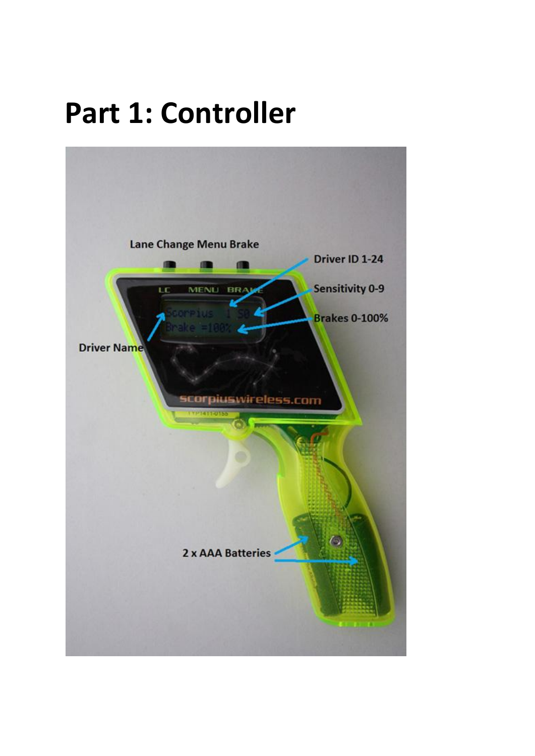# Part 1: Controller

Lane Change Menu Brake

Driver ID 1-24

Sensitivity 0-9

Brakes 0-100%

Driver Name

2 x AAA Batteries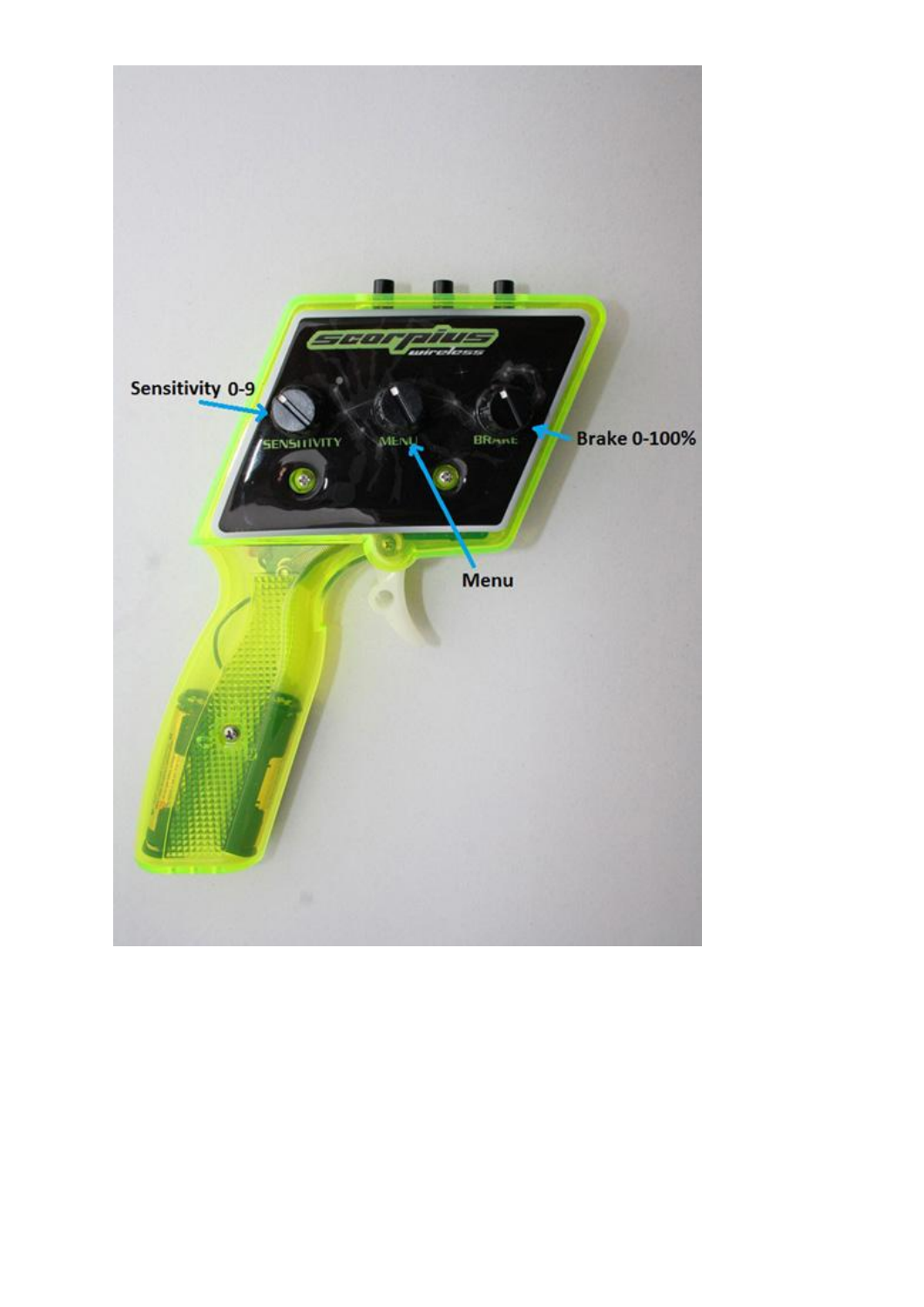Sensitivity 0-9

Menu

Brake 0-100%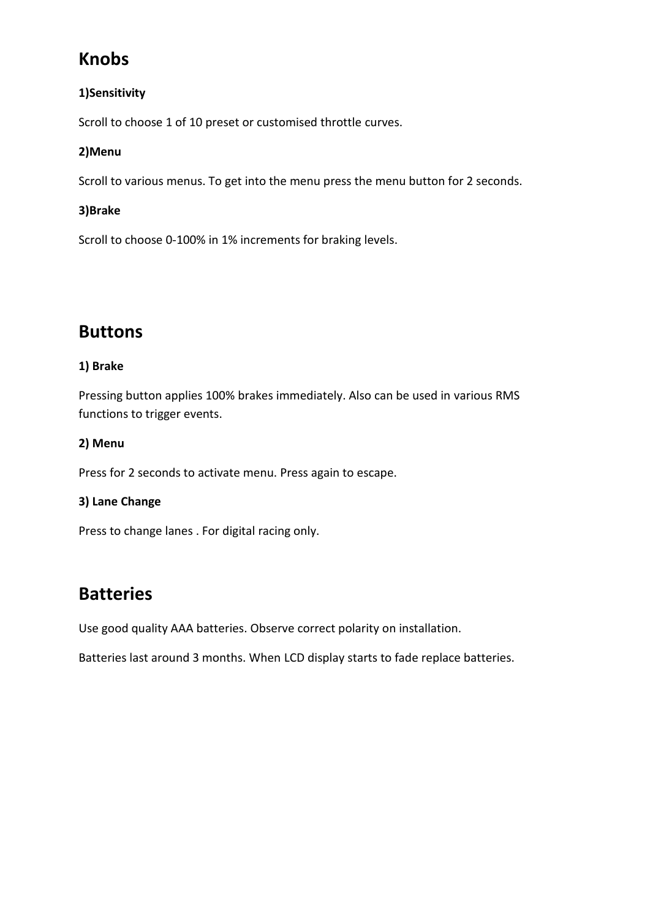## Knobs

**1)Sensitivity**

Scroll to choose 1 of 10 preset or customised throttle curves.

**2)Menu**

Scroll to various menus. To get into the menu press the menu button for 2 seconds.

**3)Brake**

Scroll to choose 0-100% in 1% increments for braking levels.

## Buttons

**1) Brake**

Pressing button applies 100% brakes immediately. Also can be used in various RMS functions to trigger events.

**2) Menu**

Press for 2 seconds to activate menu. Press again to escape.

**3) Lane Change**

Press to change lanes . For digital racing only.

## Batteries

Use good quality AAA batteries. Observe correct polarity on installation.

Batteries last around 3 months. When LCD display starts to fade replace batteries.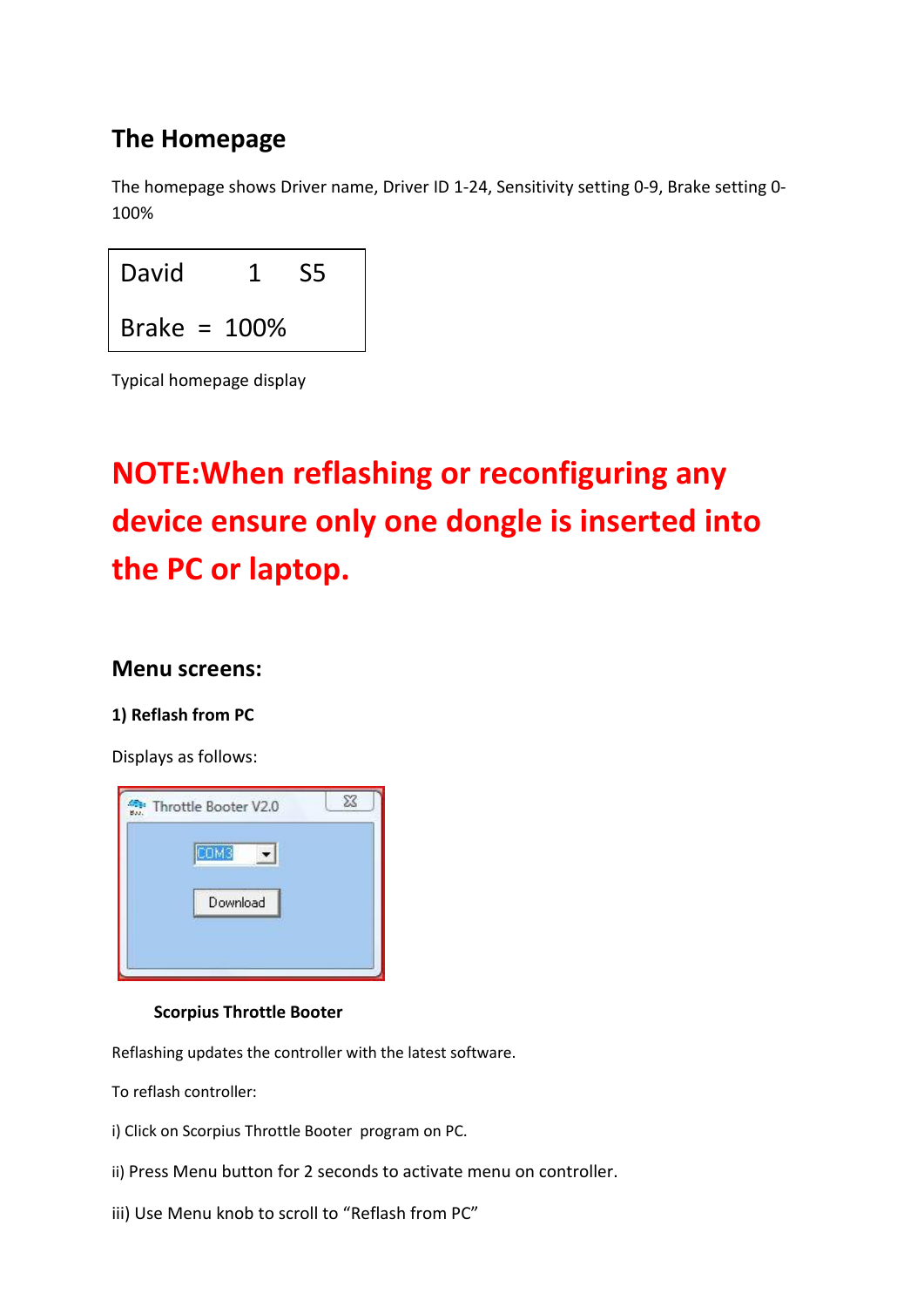## The Homepage

The homepage shows Driver name, Driver ID 1-24, Sensitivity setting 0-9, Brake setting 0-100%

```
David       1     S5

Brake  =  100%
```

Typical homepage display

## NOTE:When reflashing or reconfiguring any device ensure only one dongle is inserted into the PC or laptop.

### Menu screens:

**1) Reflash from PC**

Displays as follows:

Throttle Booter V2.0

COM3

Download

**Scorpius Throttle Booter**

Reflashing updates the controller with the latest software.

To reflash controller:

i) Click on Scorpius Throttle Booter program on PC.

ii) Press Menu button for 2 seconds to activate menu on controller.

iii) Use Menu knob to scroll to "Reflash from PC"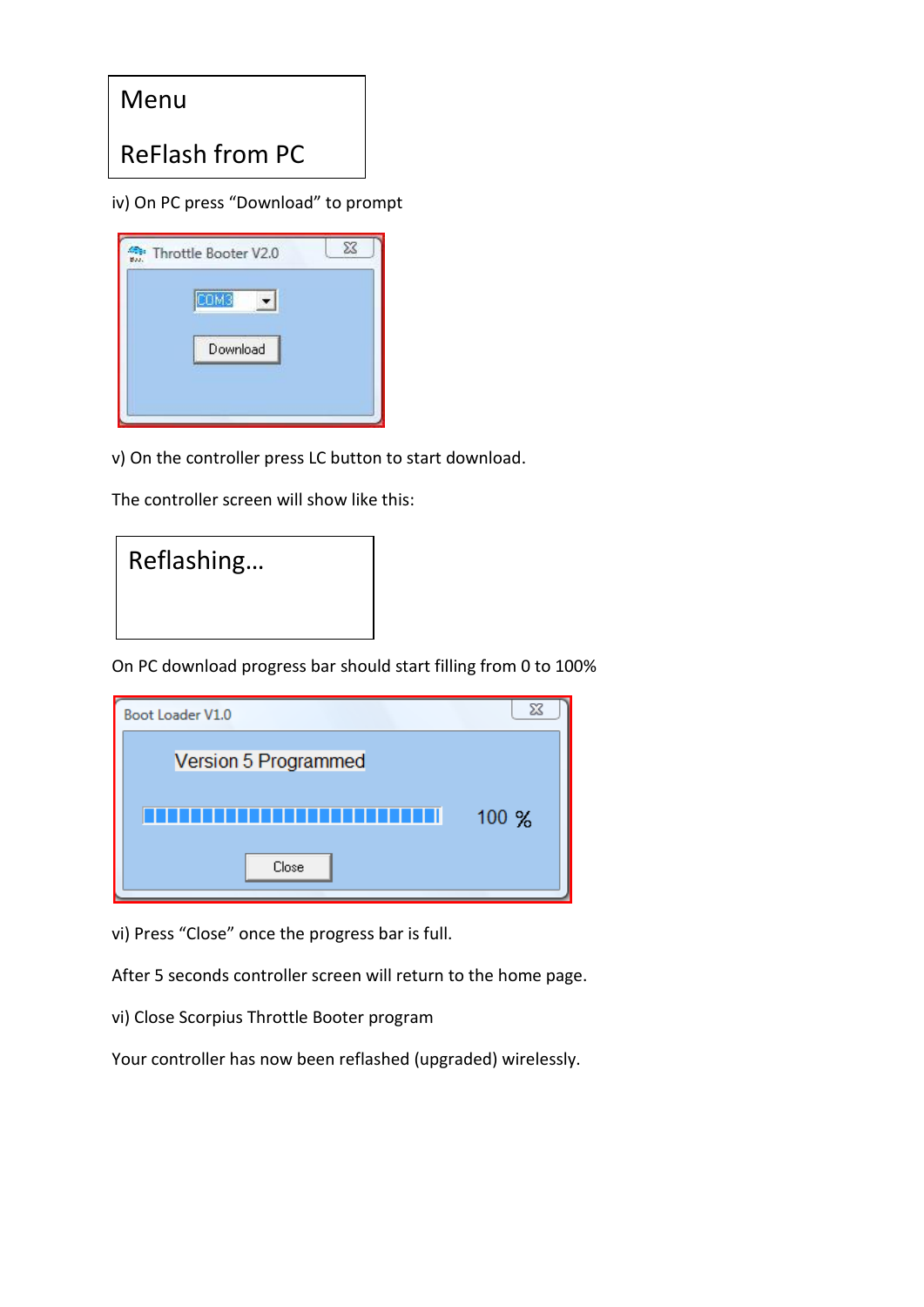Menu

ReFlash from PC

iv) On PC press “Download” to prompt

Throttle Booter V2.0

COM3

Download

v) On the controller press LC button to start download.

The controller screen will show like this:

Reflashing…

On PC download progress bar should start filling from 0 to 100%

Boot Loader V1.0

Version 5 Programmed

100 %

Close

vi) Press “Close” once the progress bar is full.

After 5 seconds controller screen will return to the home page.

vi) Close Scorpius Throttle Booter program

Your controller has now been reflashed (upgraded) wirelessly.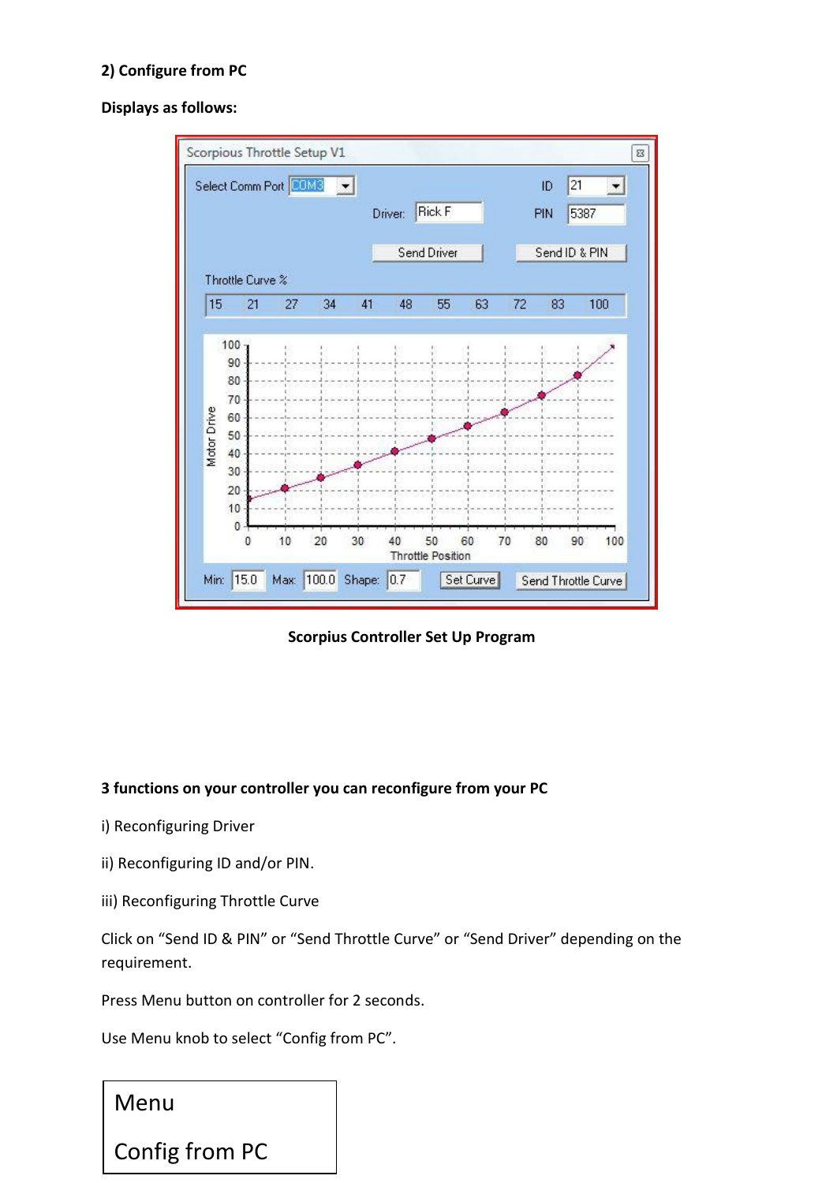**2) Configure from PC**

**Displays as follows:**

Scorpious Throttle Setup V1

Select Comm Port COM3

ID 21

Driver: Rick F

PIN 5387

Send Driver

Send ID & PIN

Throttle Curve %

15 21 27 34 41 48 55 63 72 83 100

Motor Drive

100
90
80
70
60
50
40
30
20
10
0

0 10 20 30 40 50 60 70 80 90 100

Throttle Position

Min: 15.0 Max: 100.0 Shape: 0.7 Set Curve Send Throttle Curve

**Scorpius Controller Set Up Program**

**3 functions on your controller you can reconfigure from your PC**

i) Reconfiguring Driver

ii) Reconfiguring ID and/or PIN.

iii) Reconfiguring Throttle Curve

Click on “Send ID & PIN” or “Send Throttle Curve” or “Send Driver” depending on the requirement.

Press Menu button on controller for 2 seconds.

Use Menu knob to select “Config from PC”.

Menu

Config from PC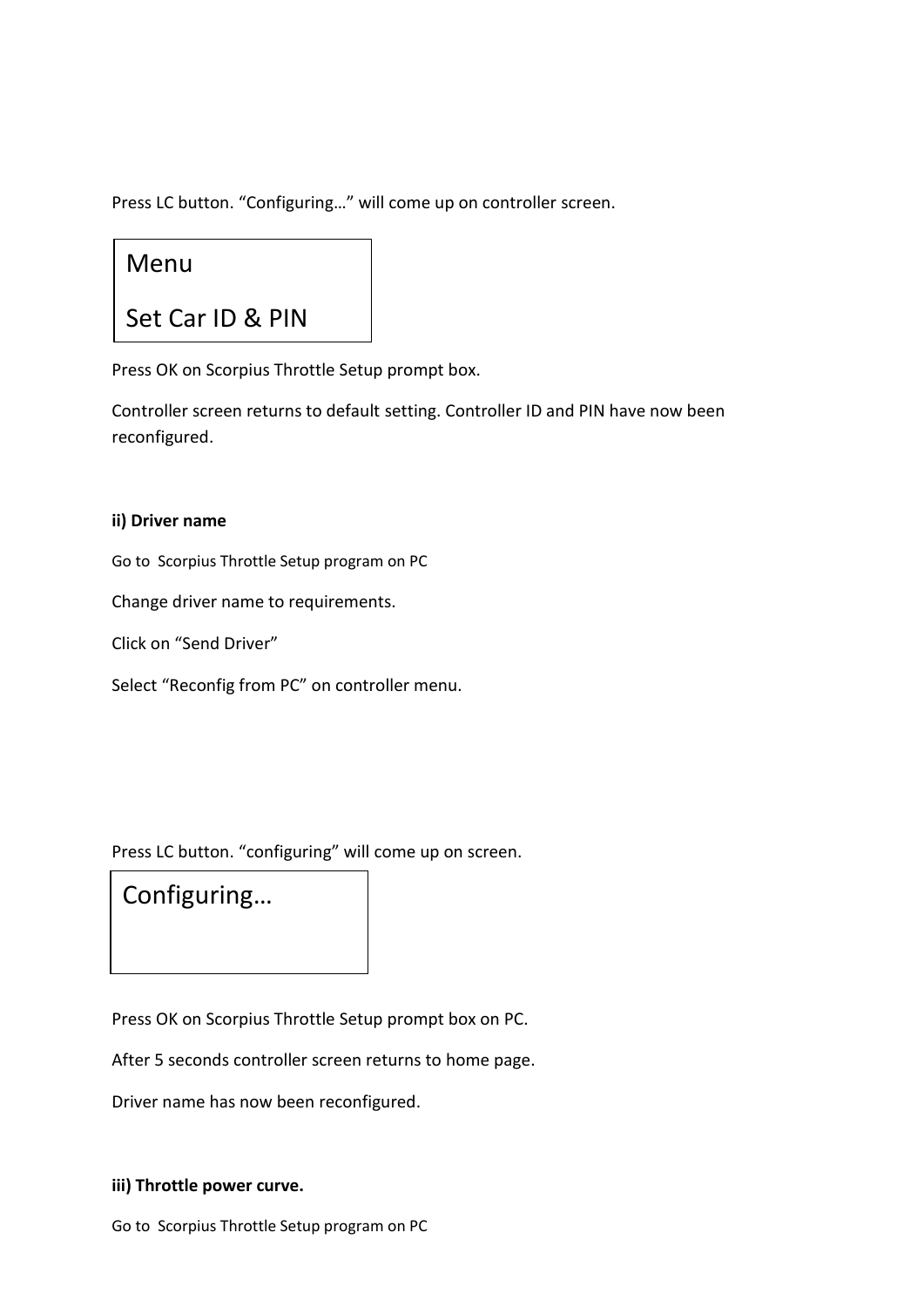Press LC button. “Configuring…” will come up on controller screen.

```
Menu

Set Car ID & PIN
```

Press OK on Scorpius Throttle Setup prompt box.

Controller screen returns to default setting. Controller ID and PIN have now been reconfigured.

**ii) Driver name**

Go to  Scorpius Throttle Setup program on PC

Change driver name to requirements.

Click on “Send Driver”

Select “Reconfig from PC” on controller menu.

Press LC button. “configuring” will come up on screen.

```
Configuring…
```

Press OK on Scorpius Throttle Setup prompt box on PC.

After 5 seconds controller screen returns to home page.

Driver name has now been reconfigured.

**iii) Throttle power curve.**

Go to  Scorpius Throttle Setup program on PC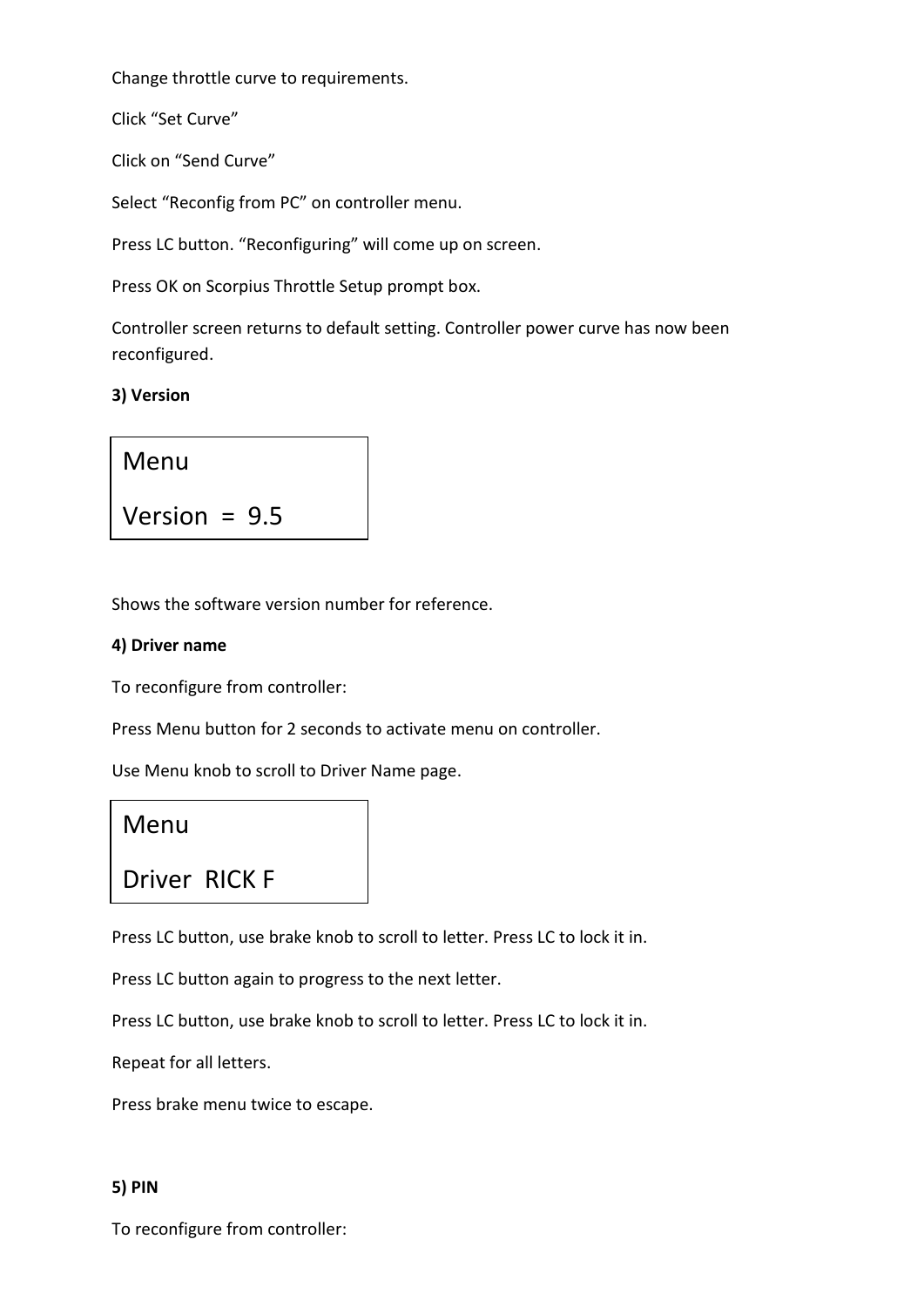Change throttle curve to requirements.

Click "Set Curve"

Click on "Send Curve"

Select "Reconfig from PC" on controller menu.

Press LC button. "Reconfiguring" will come up on screen.

Press OK on Scorpius Throttle Setup prompt box.

Controller screen returns to default setting. Controller power curve has now been reconfigured.

**3) Version**

```
Menu

Version  =  9.5
```

Shows the software version number for reference.

**4) Driver name**

To reconfigure from controller:

Press Menu button for 2 seconds to activate menu on controller.

Use Menu knob to scroll to Driver Name page.

```
Menu

Driver  RICK F
```

Press LC button, use brake knob to scroll to letter. Press LC to lock it in.

Press LC button again to progress to the next letter.

Press LC button, use brake knob to scroll to letter. Press LC to lock it in.

Repeat for all letters.

Press brake menu twice to escape.

**5) PIN**

To reconfigure from controller: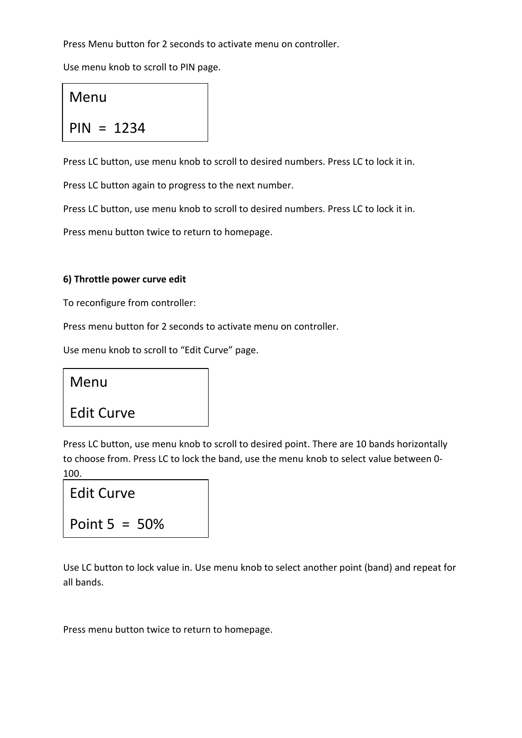Press Menu button for 2 seconds to activate menu on controller.

Use menu knob to scroll to PIN page.

```
Menu

PIN  =  1234
```

Press LC button, use menu knob to scroll to desired numbers. Press LC to lock it in.

Press LC button again to progress to the next number.

Press LC button, use menu knob to scroll to desired numbers. Press LC to lock it in.

Press menu button twice to return to homepage.

**6) Throttle power curve edit**

To reconfigure from controller:

Press menu button for 2 seconds to activate menu on controller.

Use menu knob to scroll to “Edit Curve” page.

```
Menu

Edit Curve
```

Press LC button, use menu knob to scroll to desired point. There are 10 bands horizontally to choose from. Press LC to lock the band, use the menu knob to select value between 0-100.

```
Edit Curve

Point 5  =  50%
```

Use LC button to lock value in. Use menu knob to select another point (band) and repeat for all bands.

Press menu button twice to return to homepage.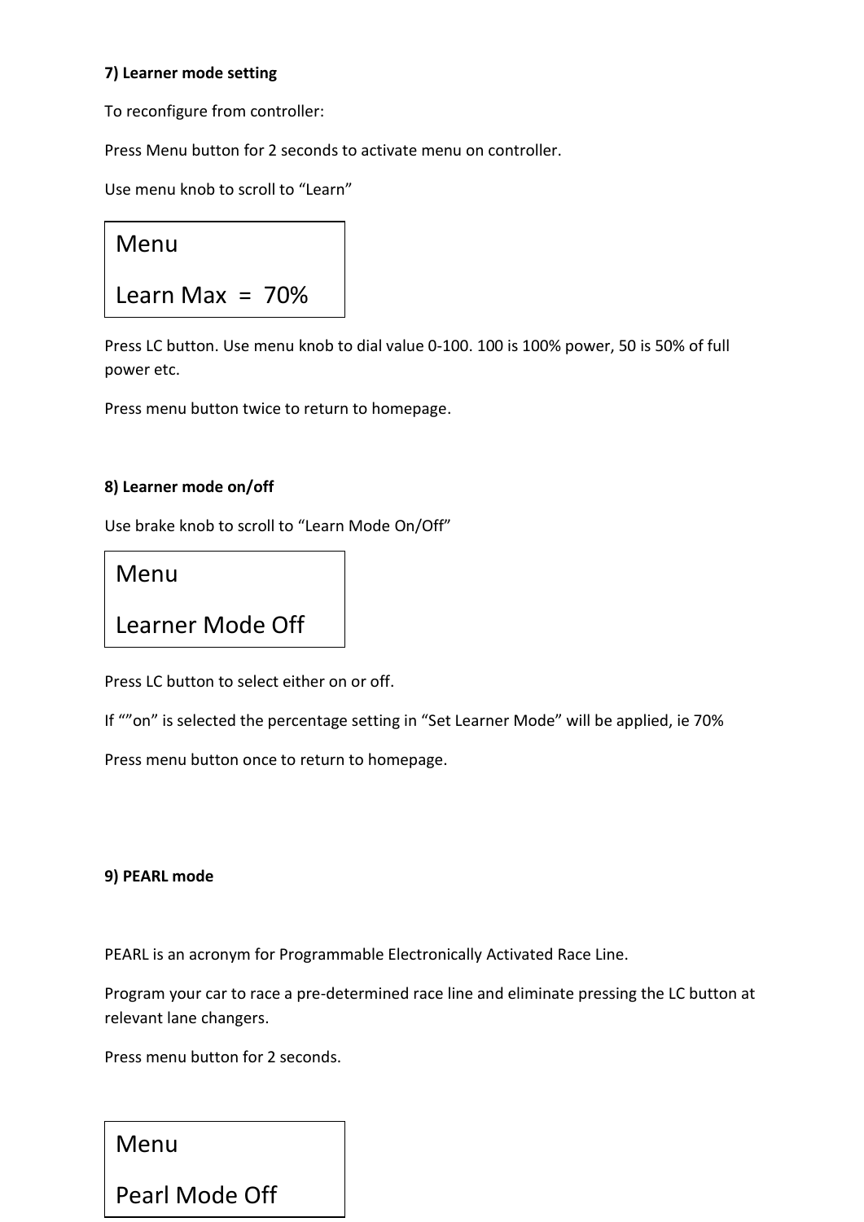**7) Learner mode setting**

To reconfigure from controller:

Press Menu button for 2 seconds to activate menu on controller.

Use menu knob to scroll to “Learn”

```
Menu

Learn Max  =  70%
```

Press LC button. Use menu knob to dial value 0-100. 100 is 100% power, 50 is 50% of full power etc.

Press menu button twice to return to homepage.

**8) Learner mode on/off**

Use brake knob to scroll to “Learn Mode On/Off”

```
Menu

Learner Mode Off
```

Press LC button to select either on or off.

If “”on” is selected the percentage setting in “Set Learner Mode” will be applied, ie 70%

Press menu button once to return to homepage.

**9) PEARL mode**

PEARL is an acronym for Programmable Electronically Activated Race Line.

Program your car to race a pre-determined race line and eliminate pressing the LC button at relevant lane changers.

Press menu button for 2 seconds.

```
Menu

Pearl Mode Off
```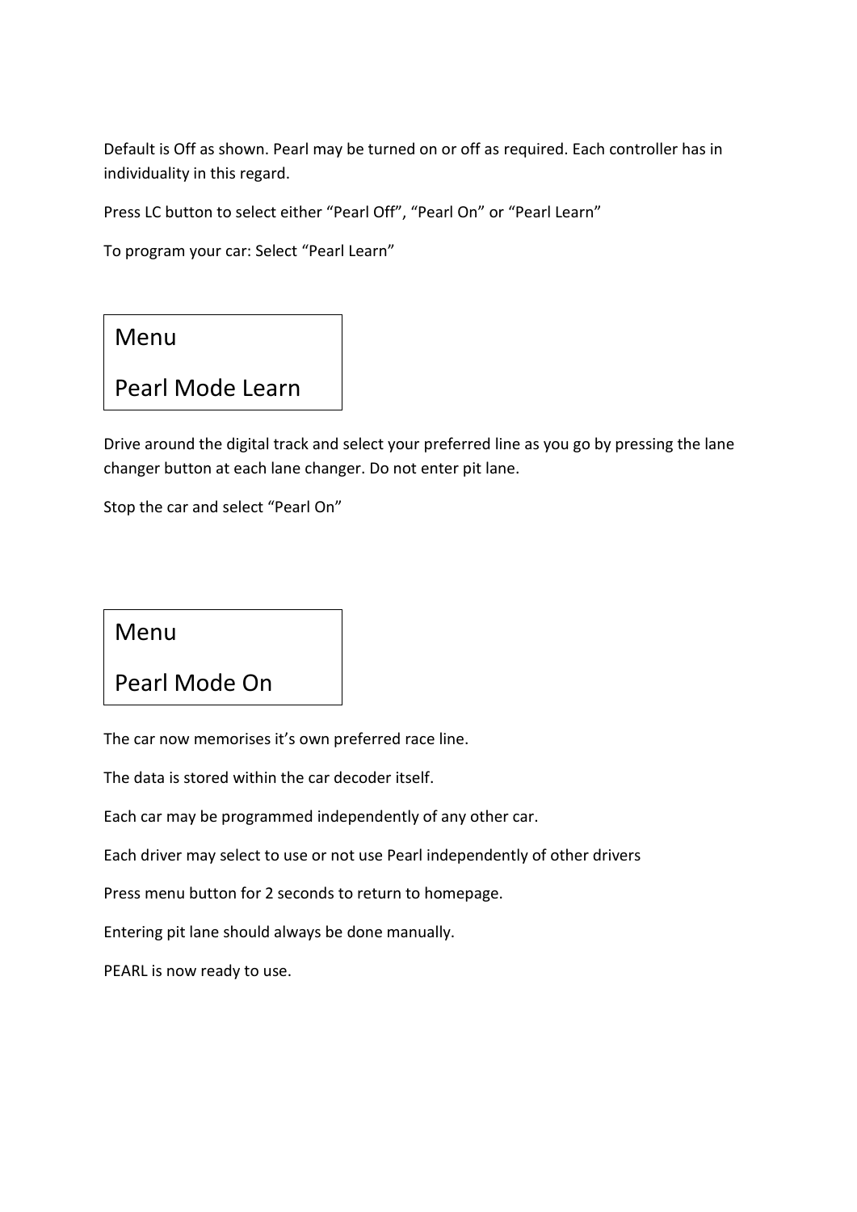Default is Off as shown. Pearl may be turned on or off as required. Each controller has in individuality in this regard.

Press LC button to select either “Pearl Off”, “Pearl On” or “Pearl Learn”

To program your car: Select “Pearl Learn”

```
Menu

Pearl Mode Learn
```

Drive around the digital track and select your preferred line as you go by pressing the lane changer button at each lane changer. Do not enter pit lane.

Stop the car and select “Pearl On”

```
Menu

Pearl Mode On
```

The car now memorises it’s own preferred race line.

The data is stored within the car decoder itself.

Each car may be programmed independently of any other car.

Each driver may select to use or not use Pearl independently of other drivers

Press menu button for 2 seconds to return to homepage.

Entering pit lane should always be done manually.

PEARL is now ready to use.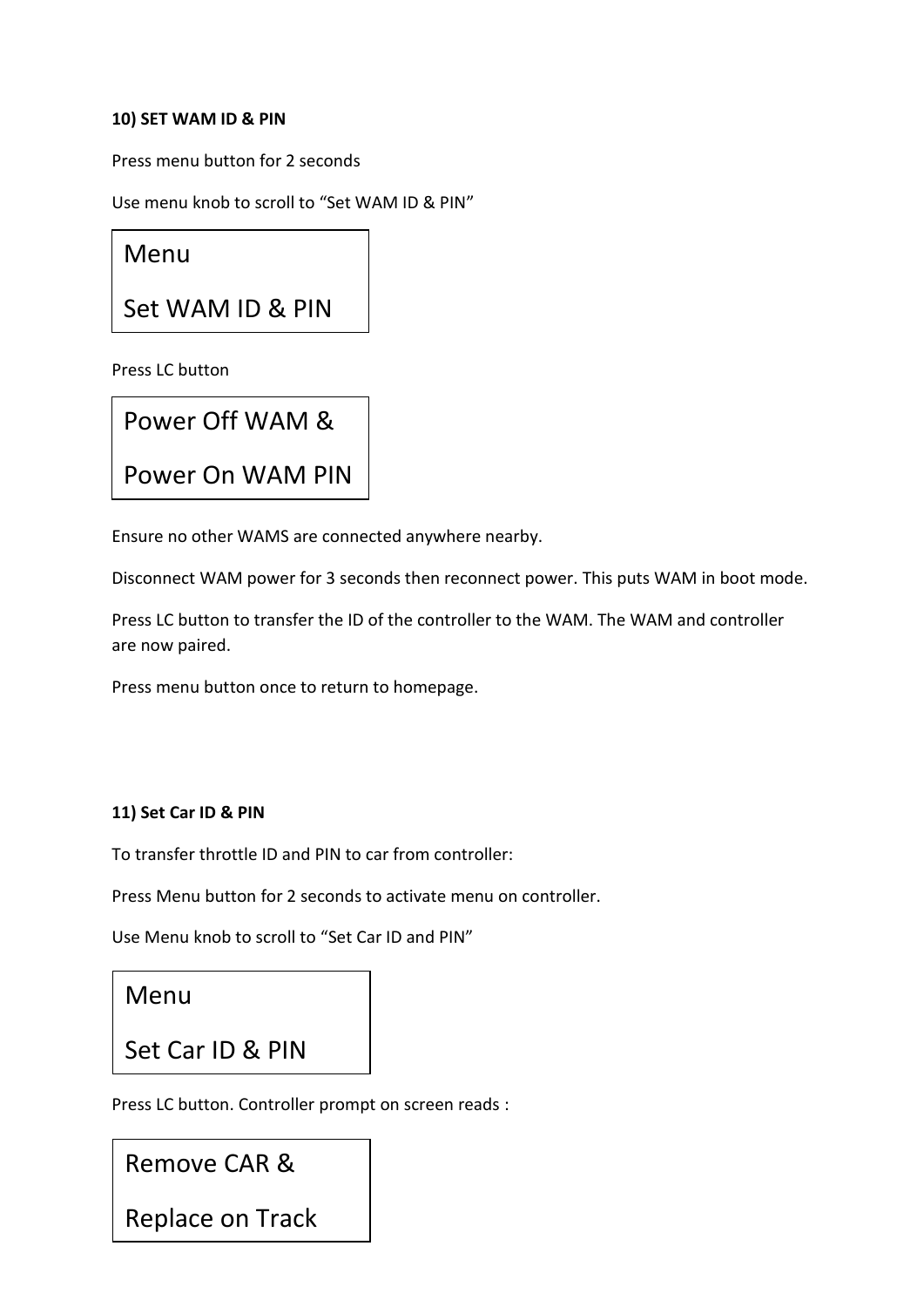**10) SET WAM ID & PIN**

Press menu button for 2 seconds

Use menu knob to scroll to "Set WAM ID & PIN"

| |
|---|
| Menu<br>Set WAM ID & PIN |

Press LC button

| |
|---|
| Power Off WAM &<br>Power On WAM PIN |

Ensure no other WAMS are connected anywhere nearby.

Disconnect WAM power for 3 seconds then reconnect power. This puts WAM in boot mode.

Press LC button to transfer the ID of the controller to the WAM. The WAM and controller are now paired.

Press menu button once to return to homepage.

**11) Set Car ID & PIN**

To transfer throttle ID and PIN to car from controller:

Press Menu button for 2 seconds to activate menu on controller.

Use Menu knob to scroll to "Set Car ID and PIN"

| |
|---|
| Menu<br>Set Car ID & PIN |

Press LC button. Controller prompt on screen reads :

| |
|---|
| Remove CAR &<br>Replace on Track |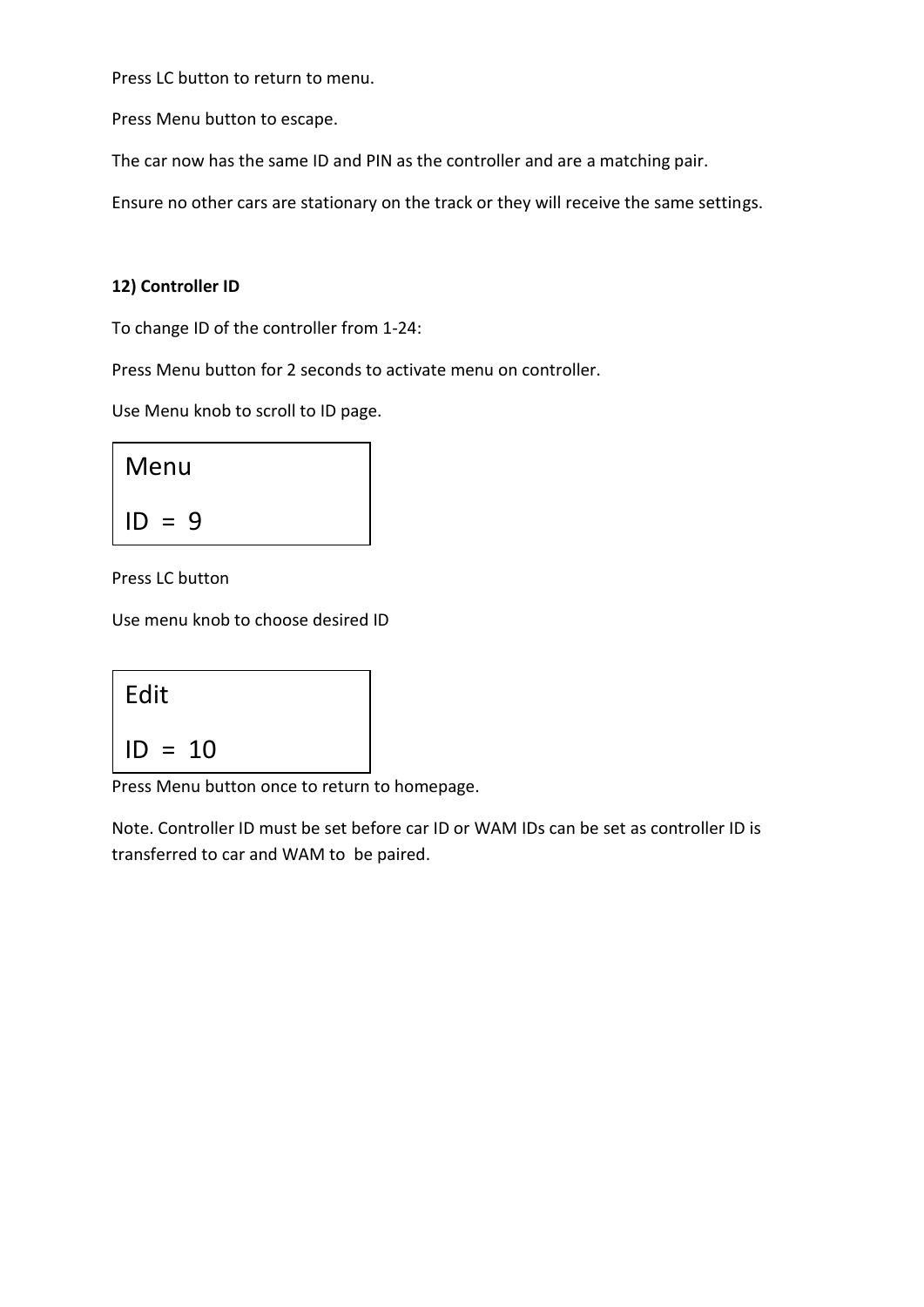Press LC button to return to menu.

Press Menu button to escape.

The car now has the same ID and PIN as the controller and are a matching pair.

Ensure no other cars are stationary on the track or they will receive the same settings.

**12) Controller ID**

To change ID of the controller from 1-24:

Press Menu button for 2 seconds to activate menu on controller.

Use Menu knob to scroll to ID page.

```
Menu

ID  =  9
```

Press LC button

Use menu knob to choose desired ID

```
Edit

ID  =  10
```

Press Menu button once to return to homepage.

Note. Controller ID must be set before car ID or WAM IDs can be set as controller ID is transferred to car and WAM to  be paired.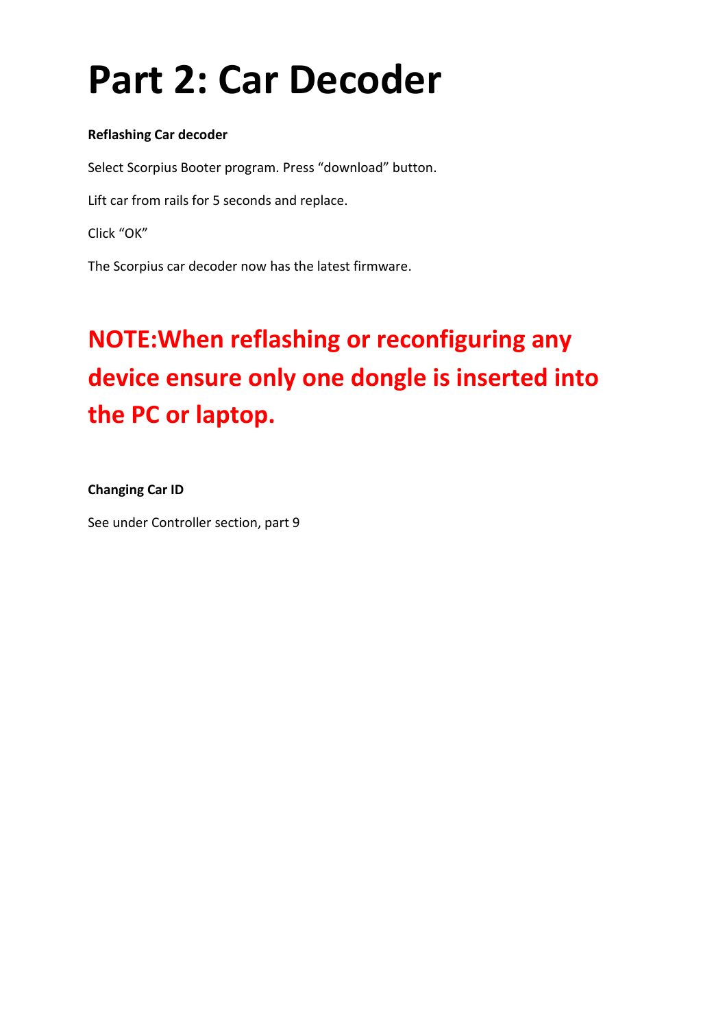# Part 2: Car Decoder

**Reflashing Car decoder**

Select Scorpius Booter program. Press “download” button.

Lift car from rails for 5 seconds and replace.

Click “OK”

The Scorpius car decoder now has the latest firmware.

## NOTE:When reflashing or reconfiguring any device ensure only one dongle is inserted into the PC or laptop.

**Changing Car ID**

See under Controller section, part 9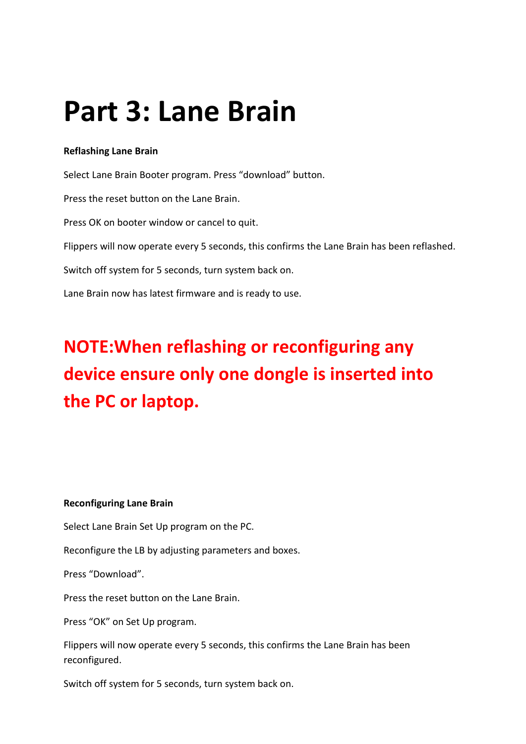# Part 3: Lane Brain

**Reflashing Lane Brain**

Select Lane Brain Booter program. Press “download” button.

Press the reset button on the Lane Brain.

Press OK on booter window or cancel to quit.

Flippers will now operate every 5 seconds, this confirms the Lane Brain has been reflashed.

Switch off system for 5 seconds, turn system back on.

Lane Brain now has latest firmware and is ready to use.

## NOTE:When reflashing or reconfiguring any device ensure only one dongle is inserted into the PC or laptop.

**Reconfiguring Lane Brain**

Select Lane Brain Set Up program on the PC.

Reconfigure the LB by adjusting parameters and boxes.

Press “Download”.

Press the reset button on the Lane Brain.

Press “OK” on Set Up program.

Flippers will now operate every 5 seconds, this confirms the Lane Brain has been reconfigured.

Switch off system for 5 seconds, turn system back on.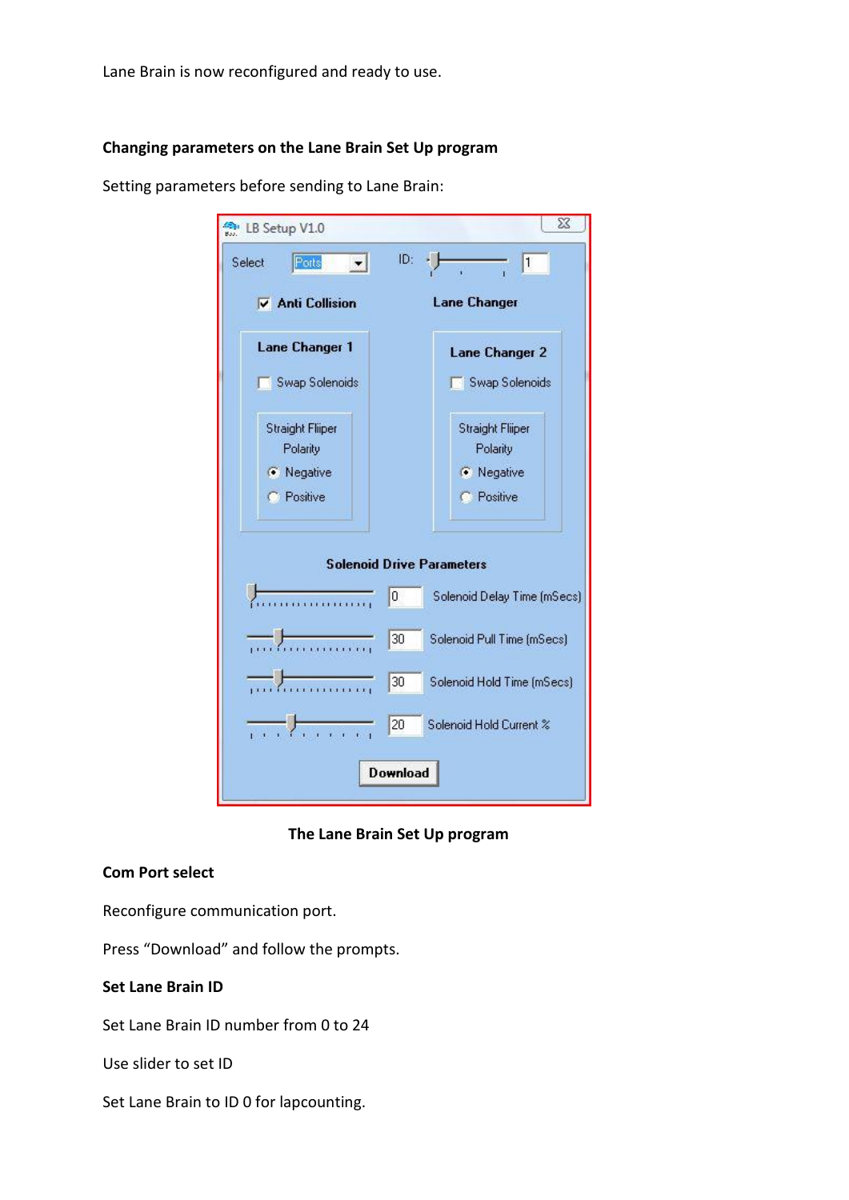Lane Brain is now reconfigured and ready to use.

**Changing parameters on the Lane Brain Set Up program**

Setting parameters before sending to Lane Brain:

LB Setup V1.0

Select Ports ID: 1

Anti Collision

Lane Changer

Lane Changer 1
Swap Solenoids
Straight Fliper Polarity
Negative
Positive

Lane Changer 2
Swap Solenoids
Straight Fliper Polarity
Negative
Positive

Solenoid Drive Parameters

0 Solenoid Delay Time (mSecs)

30 Solenoid Pull Time (mSecs)

30 Solenoid Hold Time (mSecs)

20 Solenoid Hold Current %

Download

**The Lane Brain Set Up program**

**Com Port select**

Reconfigure communication port.

Press "Download" and follow the prompts.

**Set Lane Brain ID**

Set Lane Brain ID number from 0 to 24

Use slider to set ID

Set Lane Brain to ID 0 for lapcounting.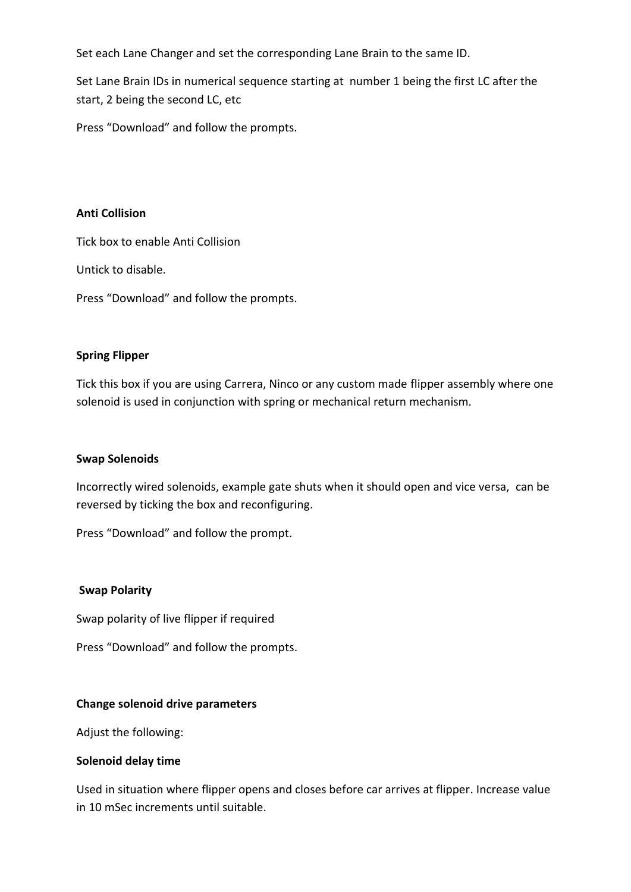Set each Lane Changer and set the corresponding Lane Brain to the same ID.

Set Lane Brain IDs in numerical sequence starting at number 1 being the first LC after the start, 2 being the second LC, etc

Press “Download” and follow the prompts.

**Anti Collision**

Tick box to enable Anti Collision

Untick to disable.

Press “Download” and follow the prompts.

**Spring Flipper**

Tick this box if you are using Carrera, Ninco or any custom made flipper assembly where one solenoid is used in conjunction with spring or mechanical return mechanism.

**Swap Solenoids**

Incorrectly wired solenoids, example gate shuts when it should open and vice versa, can be reversed by ticking the box and reconfiguring.

Press “Download” and follow the prompt.

**Swap Polarity**

Swap polarity of live flipper if required

Press “Download” and follow the prompts.

**Change solenoid drive parameters**

Adjust the following:

**Solenoid delay time**

Used in situation where flipper opens and closes before car arrives at flipper. Increase value in 10 mSec increments until suitable.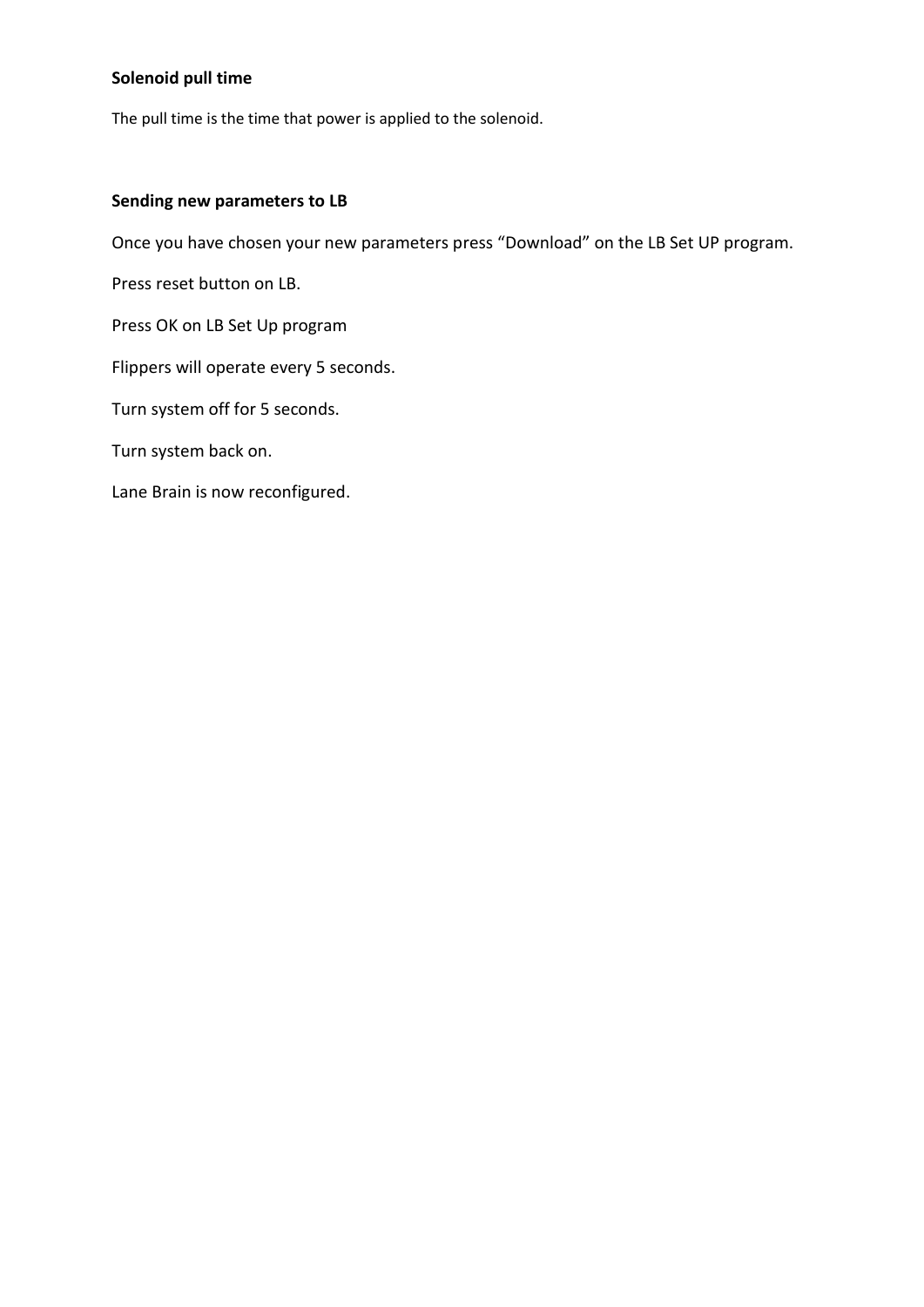**Solenoid pull time**

The pull time is the time that power is applied to the solenoid.

**Sending new parameters to LB**

Once you have chosen your new parameters press “Download” on the LB Set UP program.

Press reset button on LB.

Press OK on LB Set Up program

Flippers will operate every 5 seconds.

Turn system off for 5 seconds.

Turn system back on.

Lane Brain is now reconfigured.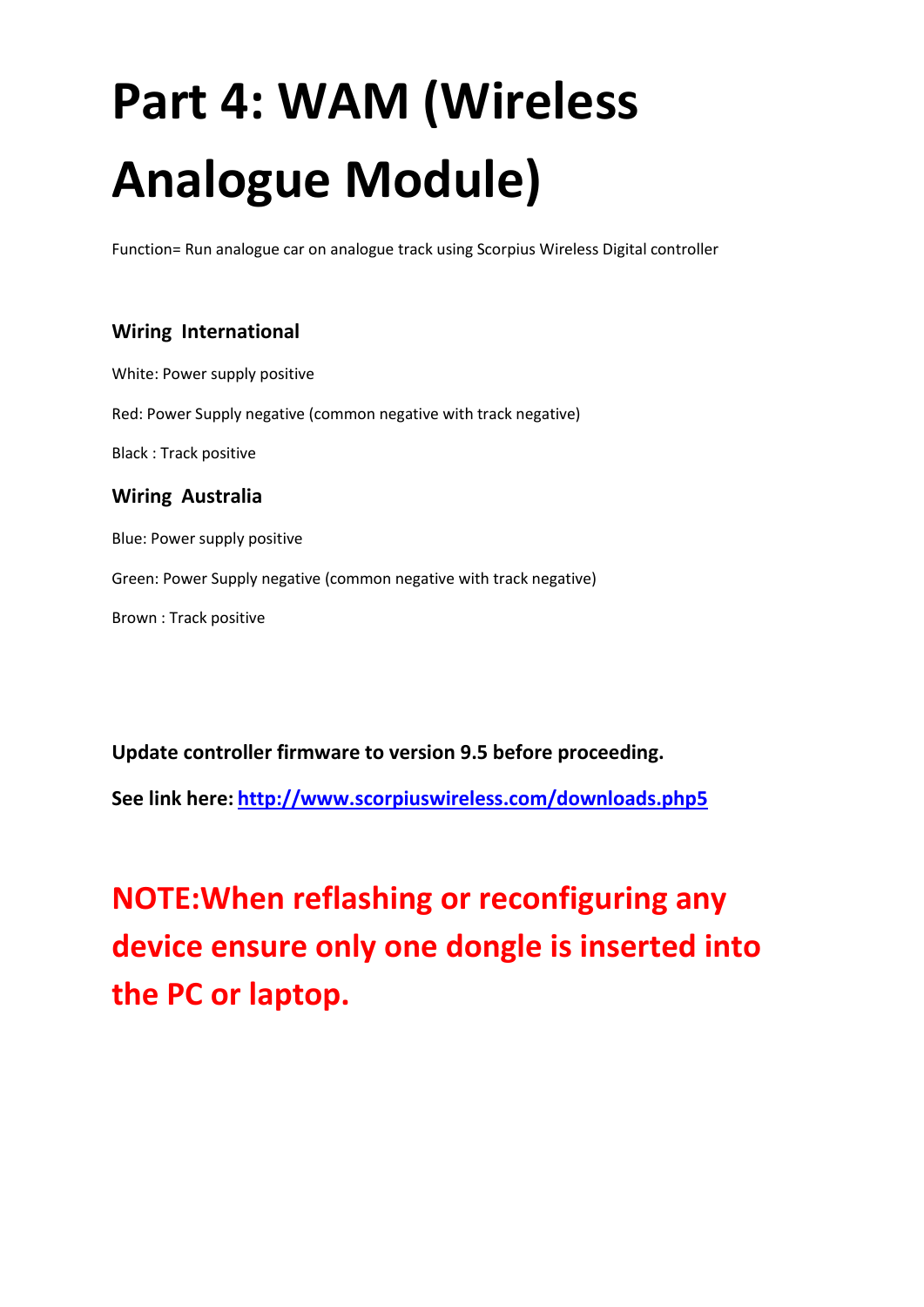# Part 4: WAM (Wireless Analogue Module)

Function= Run analogue car on analogue track using Scorpius Wireless Digital controller

### Wiring International

White: Power supply positive

Red: Power Supply negative (common negative with track negative)

Black : Track positive

### Wiring Australia

Blue: Power supply positive

Green: Power Supply negative (common negative with track negative)

Brown : Track positive

**Update controller firmware to version 9.5 before proceeding.**

**See link here: [http://www.scorpiuswireless.com/downloads.php5](http://www.scorpiuswireless.com/downloads.php5)**

## NOTE:When reflashing or reconfiguring any device ensure only one dongle is inserted into the PC or laptop.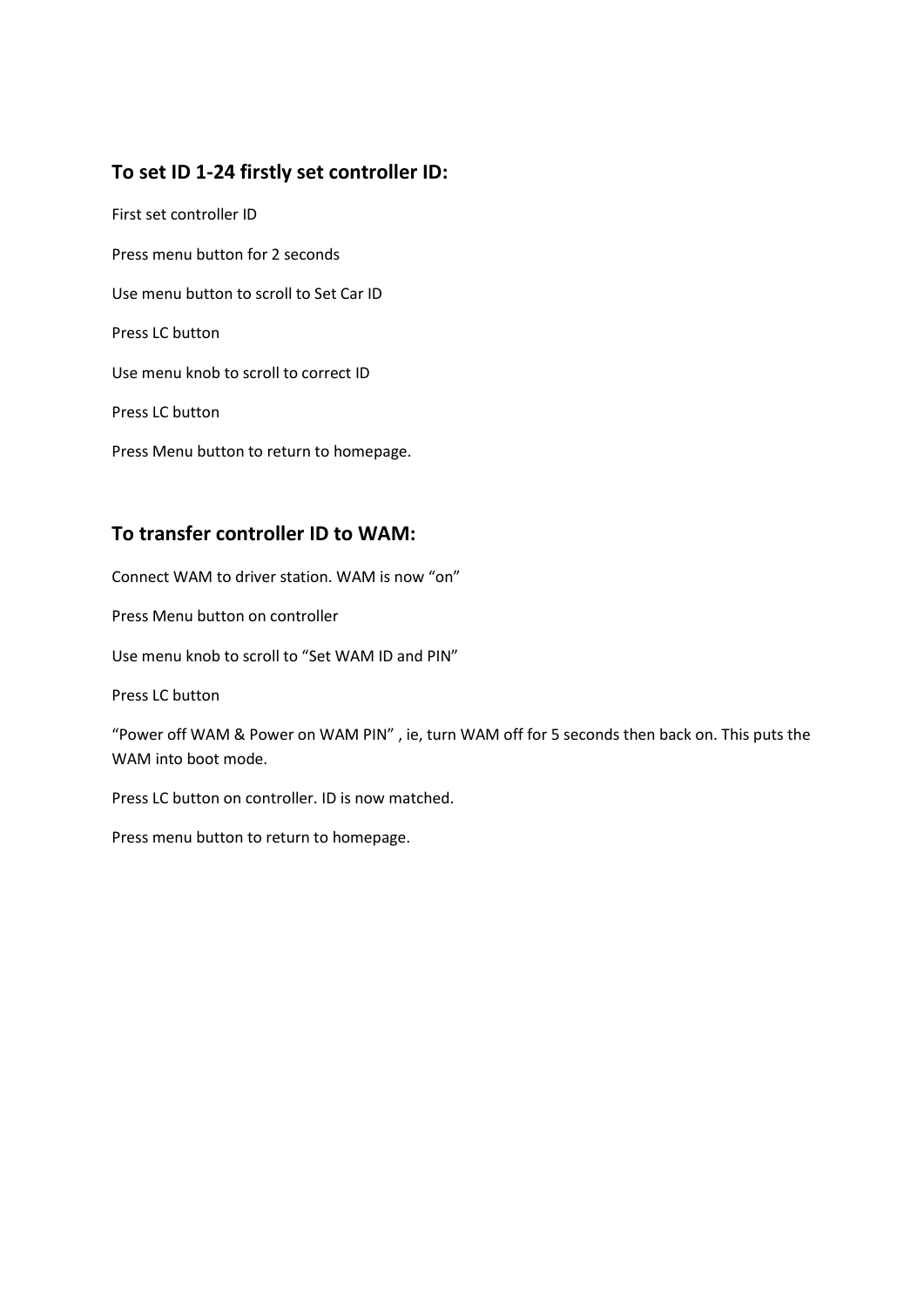## To set ID 1-24 firstly set controller ID:

First set controller ID

Press menu button for 2 seconds

Use menu button to scroll to Set Car ID

Press LC button

Use menu knob to scroll to correct ID

Press LC button

Press Menu button to return to homepage.

## To transfer controller ID to WAM:

Connect WAM to driver station. WAM is now “on”

Press Menu button on controller

Use menu knob to scroll to “Set WAM ID and PIN”

Press LC button

“Power off WAM & Power on WAM PIN” , ie, turn WAM off for 5 seconds then back on. This puts the WAM into boot mode.

Press LC button on controller. ID is now matched.

Press menu button to return to homepage.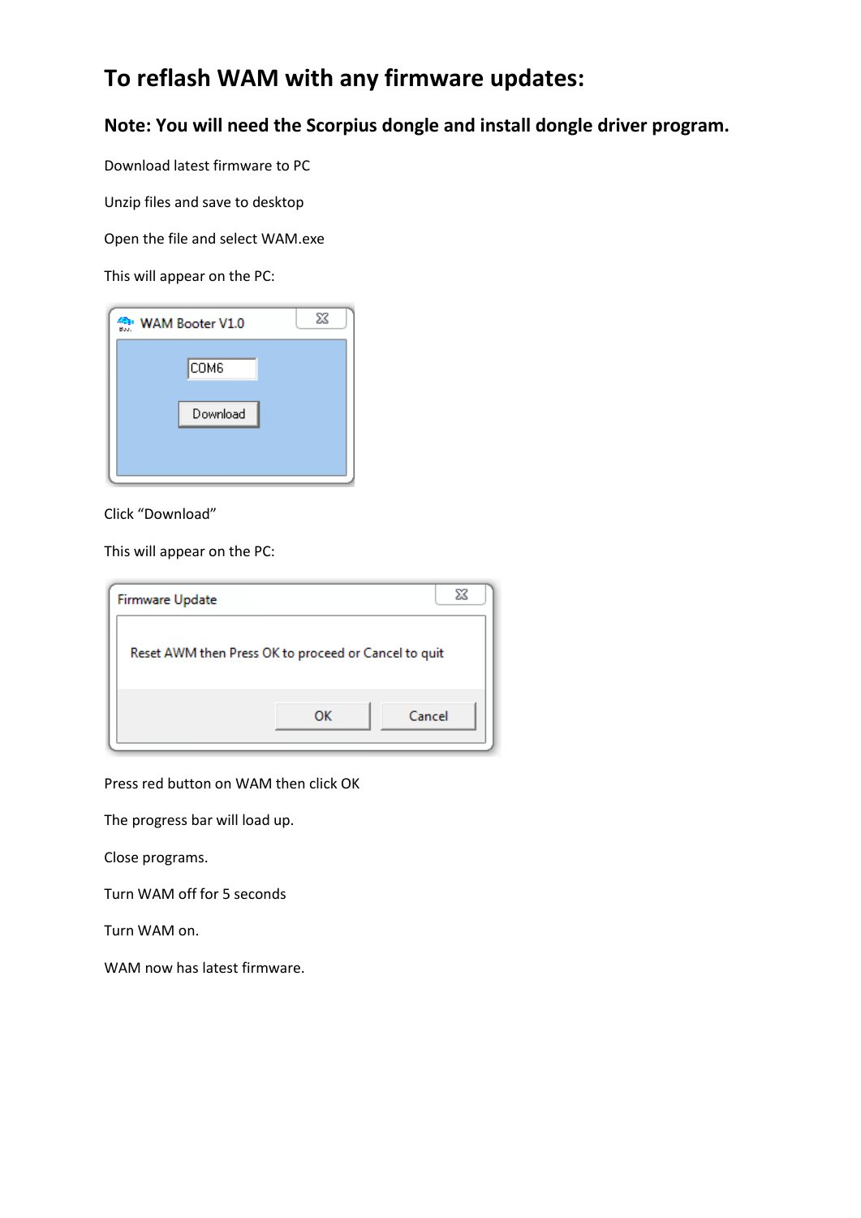# To reflash WAM with any firmware updates:

## Note: You will need the Scorpius dongle and install dongle driver program.

Download latest firmware to PC

Unzip files and save to desktop

Open the file and select WAM.exe

This will appear on the PC:

WAM Booter V1.0

COM6

Download

Click "Download"

This will appear on the PC:

Firmware Update

Reset AWM then Press OK to proceed or Cancel to quit

OK Cancel

Press red button on WAM then click OK

The progress bar will load up.

Close programs.

Turn WAM off for 5 seconds

Turn WAM on.

WAM now has latest firmware.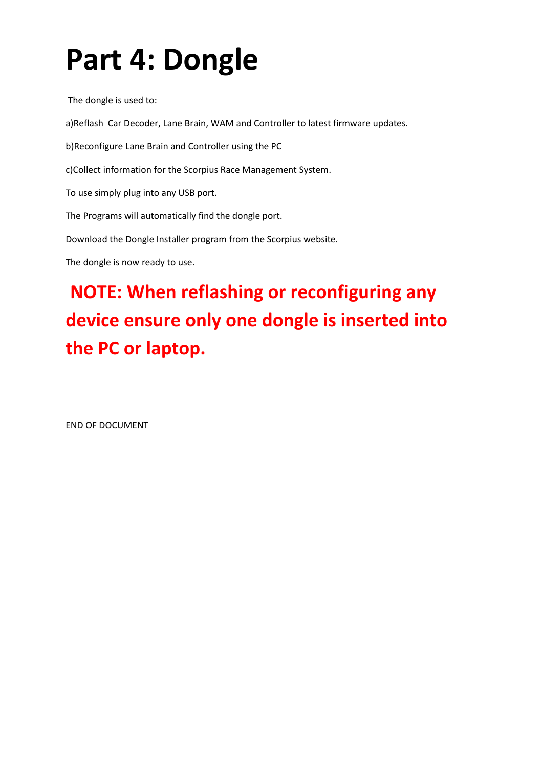# Part 4: Dongle

The dongle is used to:

a)Reflash Car Decoder, Lane Brain, WAM and Controller to latest firmware updates.

b)Reconfigure Lane Brain and Controller using the PC

c)Collect information for the Scorpius Race Management System.

To use simply plug into any USB port.

The Programs will automatically find the dongle port.

Download the Dongle Installer program from the Scorpius website.

The dongle is now ready to use.

**NOTE: When reflashing or reconfiguring any device ensure only one dongle is inserted into the PC or laptop.**

END OF DOCUMENT